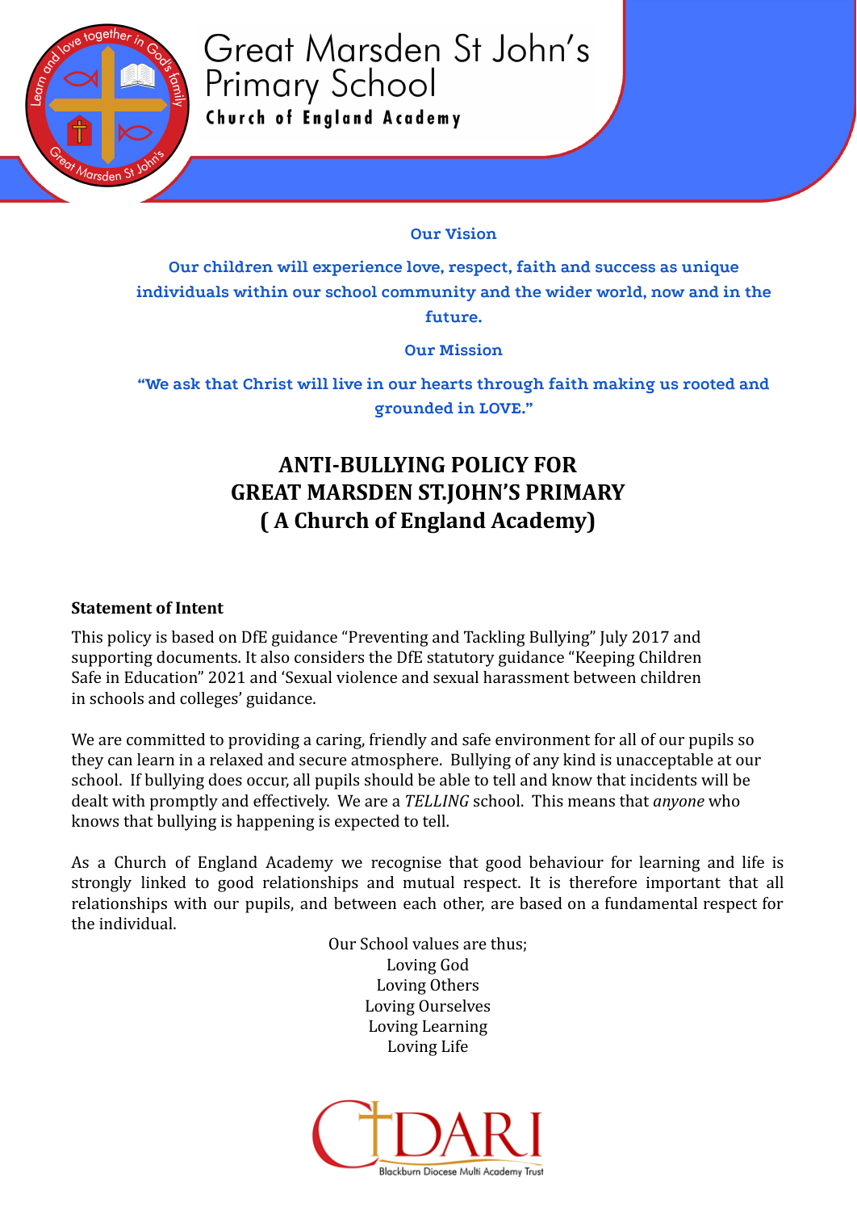# Great Marsden St John's Primary School

**Church of England Academy**

**Our Vision**

**Our children will experience love, respect, faith and success as unique individuals within our school community and the wider world, now and in the future.**

**Our Mission**

**"We ask that Christ will live in our hearts through faith making us rooted and grounded in LOVE."**

## ANTI-BULLYING POLICY FOR GREAT MARSDEN ST.JOHN'S PRIMARY ( A Church of England Academy)

**Statement of Intent**

This policy is based on DfE guidance "Preventing and Tackling Bullying" July 2017 and supporting documents. It also considers the DfE statutory guidance "Keeping Children Safe in Education" 2021 and 'Sexual violence and sexual harassment between children in schools and colleges' guidance.

We are committed to providing a caring, friendly and safe environment for all of our pupils so they can learn in a relaxed and secure atmosphere. Bullying of any kind is unacceptable at our school. If bullying does occur, all pupils should be able to tell and know that incidents will be dealt with promptly and effectively. We are a *TELLING* school. This means that *anyone* who knows that bullying is happening is expected to tell.

As a Church of England Academy we recognise that good behaviour for learning and life is strongly linked to good relationships and mutual respect. It is therefore important that all relationships with our pupils, and between each other, are based on a fundamental respect for the individual.

Our School values are thus;
Loving God
Loving Others
Loving Ourselves
Loving Learning
Loving Life

CDARI
Blackburn Diocese Multi Academy Trust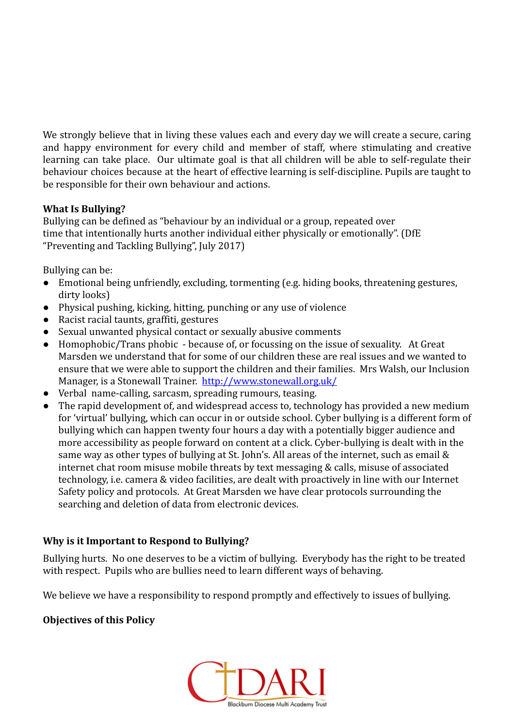We strongly believe that in living these values each and every day we will create a secure, caring and happy environment for every child and member of staff, where stimulating and creative learning can take place. Our ultimate goal is that all children will be able to self-regulate their behaviour choices because at the heart of effective learning is self-discipline. Pupils are taught to be responsible for their own behaviour and actions.

**What Is Bullying?**

Bullying can be defined as "behaviour by an individual or a group, repeated over time that intentionally hurts another individual either physically or emotionally". (DfE "Preventing and Tackling Bullying", July 2017)

Bullying can be:

- Emotional being unfriendly, excluding, tormenting (e.g. hiding books, threatening gestures, dirty looks)
- Physical pushing, kicking, hitting, punching or any use of violence
- Racist racial taunts, graffiti, gestures
- Sexual unwanted physical contact or sexually abusive comments
- Homophobic/Trans phobic - because of, or focussing on the issue of sexuality. At Great Marsden we understand that for some of our children these are real issues and we wanted to ensure that we were able to support the children and their families. Mrs Walsh, our Inclusion Manager, is a Stonewall Trainer. http://www.stonewall.org.uk/
- Verbal name-calling, sarcasm, spreading rumours, teasing.
- The rapid development of, and widespread access to, technology has provided a new medium for 'virtual' bullying, which can occur in or outside school. Cyber bullying is a different form of bullying which can happen twenty four hours a day with a potentially bigger audience and more accessibility as people forward on content at a click. Cyber-bullying is dealt with in the same way as other types of bullying at St. John's. All areas of the internet, such as email & internet chat room misuse mobile threats by text messaging & calls, misuse of associated technology, i.e. camera & video facilities, are dealt with proactively in line with our Internet Safety policy and protocols. At Great Marsden we have clear protocols surrounding the searching and deletion of data from electronic devices.

**Why is it Important to Respond to Bullying?**

Bullying hurts. No one deserves to be a victim of bullying. Everybody has the right to be treated with respect. Pupils who are bullies need to learn different ways of behaving.

We believe we have a responsibility to respond promptly and effectively to issues of bullying.

**Objectives of this Policy**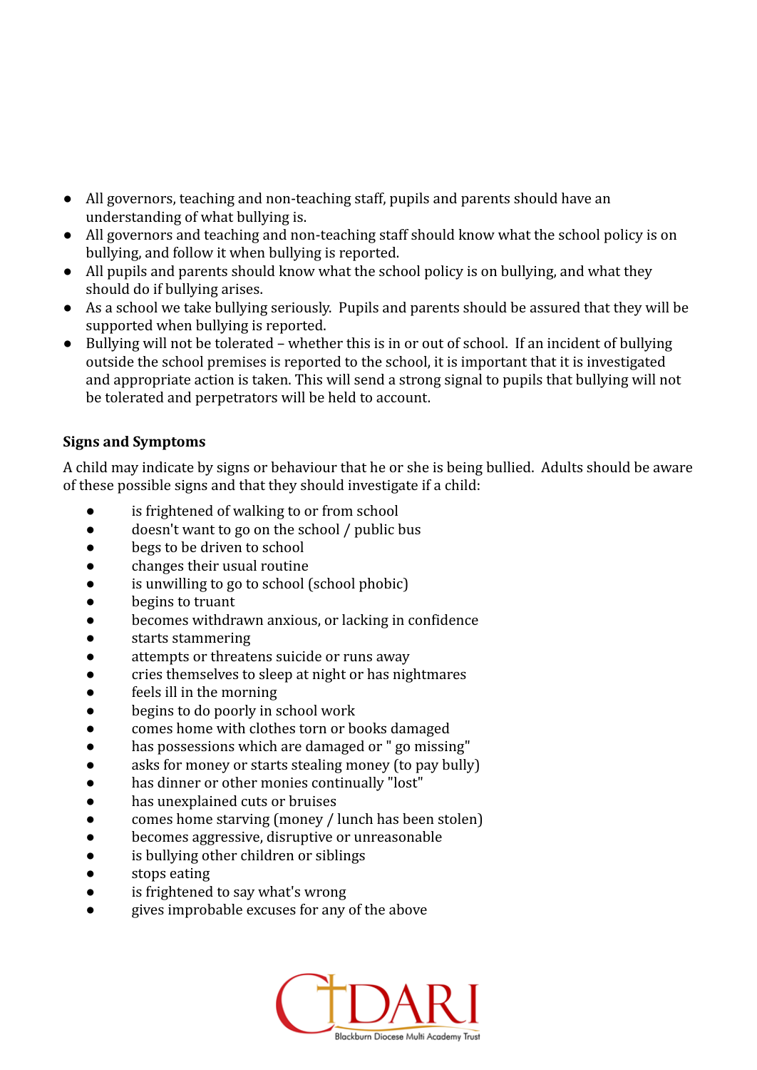- All governors, teaching and non-teaching staff, pupils and parents should have an understanding of what bullying is.
- All governors and teaching and non-teaching staff should know what the school policy is on bullying, and follow it when bullying is reported.
- All pupils and parents should know what the school policy is on bullying, and what they should do if bullying arises.
- As a school we take bullying seriously. Pupils and parents should be assured that they will be supported when bullying is reported.
- Bullying will not be tolerated – whether this is in or out of school. If an incident of bullying outside the school premises is reported to the school, it is important that it is investigated and appropriate action is taken. This will send a strong signal to pupils that bullying will not be tolerated and perpetrators will be held to account.

**Signs and Symptoms**

A child may indicate by signs or behaviour that he or she is being bullied. Adults should be aware of these possible signs and that they should investigate if a child:

- is frightened of walking to or from school
- doesn't want to go on the school / public bus
- begs to be driven to school
- changes their usual routine
- is unwilling to go to school (school phobic)
- begins to truant
- becomes withdrawn anxious, or lacking in confidence
- starts stammering
- attempts or threatens suicide or runs away
- cries themselves to sleep at night or has nightmares
- feels ill in the morning
- begins to do poorly in school work
- comes home with clothes torn or books damaged
- has possessions which are damaged or " go missing"
- asks for money or starts stealing money (to pay bully)
- has dinner or other monies continually "lost"
- has unexplained cuts or bruises
- comes home starving (money / lunch has been stolen)
- becomes aggressive, disruptive or unreasonable
- is bullying other children or siblings
- stops eating
- is frightened to say what's wrong
- gives improbable excuses for any of the above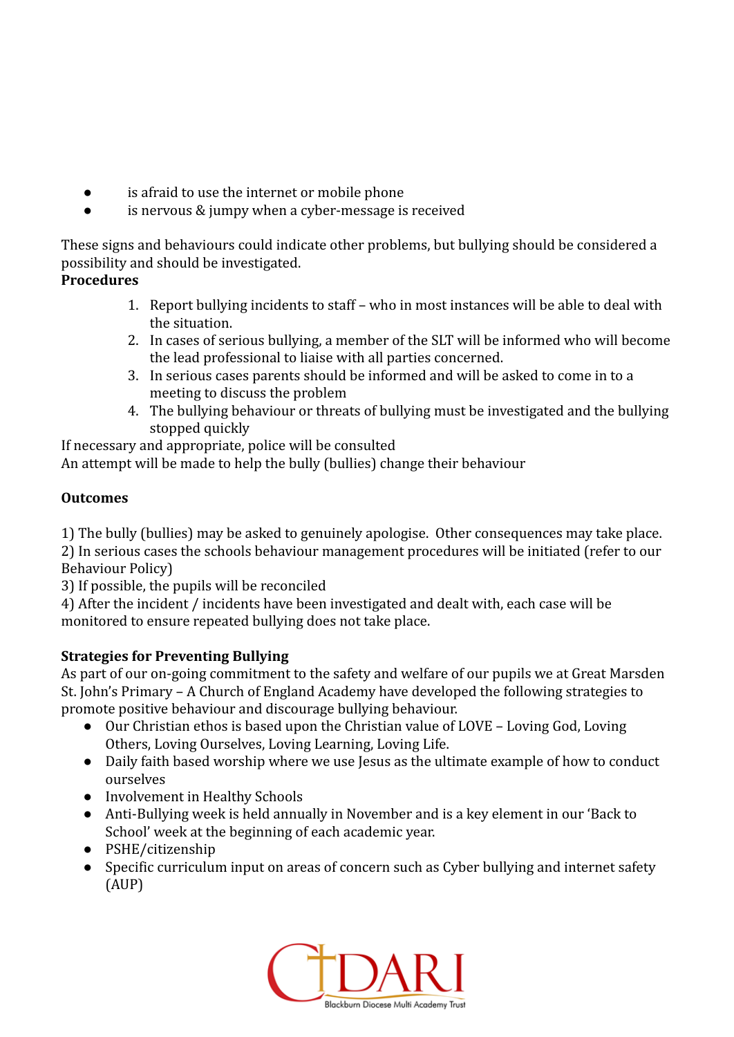- is afraid to use the internet or mobile phone
- is nervous & jumpy when a cyber-message is received

These signs and behaviours could indicate other problems, but bullying should be considered a possibility and should be investigated.

**Procedures**

1. Report bullying incidents to staff – who in most instances will be able to deal with the situation.
2. In cases of serious bullying, a member of the SLT will be informed who will become the lead professional to liaise with all parties concerned.
3. In serious cases parents should be informed and will be asked to come in to a meeting to discuss the problem
4. The bullying behaviour or threats of bullying must be investigated and the bullying stopped quickly

If necessary and appropriate, police will be consulted
An attempt will be made to help the bully (bullies) change their behaviour

**Outcomes**

1) The bully (bullies) may be asked to genuinely apologise. Other consequences may take place.
2) In serious cases the schools behaviour management procedures will be initiated (refer to our Behaviour Policy)
3) If possible, the pupils will be reconciled
4) After the incident / incidents have been investigated and dealt with, each case will be monitored to ensure repeated bullying does not take place.

**Strategies for Preventing Bullying**

As part of our on-going commitment to the safety and welfare of our pupils we at Great Marsden St. John's Primary – A Church of England Academy have developed the following strategies to promote positive behaviour and discourage bullying behaviour.

- Our Christian ethos is based upon the Christian value of LOVE – Loving God, Loving Others, Loving Ourselves, Loving Learning, Loving Life.
- Daily faith based worship where we use Jesus as the ultimate example of how to conduct ourselves
- Involvement in Healthy Schools
- Anti-Bullying week is held annually in November and is a key element in our 'Back to School' week at the beginning of each academic year.
- PSHE/citizenship
- Specific curriculum input on areas of concern such as Cyber bullying and internet safety (AUP)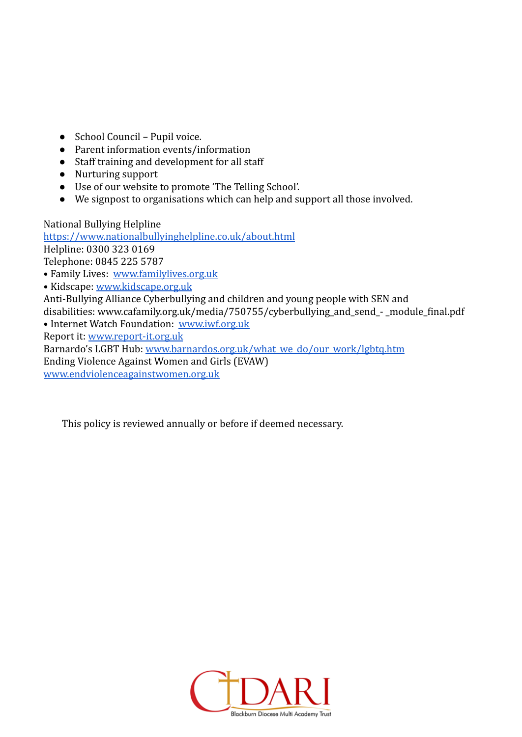- School Council – Pupil voice.
- Parent information events/information
- Staff training and development for all staff
- Nurturing support
- Use of our website to promote 'The Telling School'.
- We signpost to organisations which can help and support all those involved.

National Bullying Helpline
https://www.nationalbullyinghelpline.co.uk/about.html
Helpline: 0300 323 0169
Telephone: 0845 225 5787
• Family Lives: www.familylives.org.uk
• Kidscape: www.kidscape.org.uk
Anti-Bullying Alliance Cyberbullying and children and young people with SEN and disabilities: www.cafamily.org.uk/media/750755/cyberbullying_and_send_- _module_final.pdf
• Internet Watch Foundation: www.iwf.org.uk
Report it: www.report-it.org.uk
Barnardo's LGBT Hub: www.barnardos.org.uk/what_we_do/our_work/lgbtq.htm
Ending Violence Against Women and Girls (EVAW)
www.endviolenceagainstwomen.org.uk

This policy is reviewed annually or before if deemed necessary.

CIDARI
Blackburn Diocese Multi Academy Trust